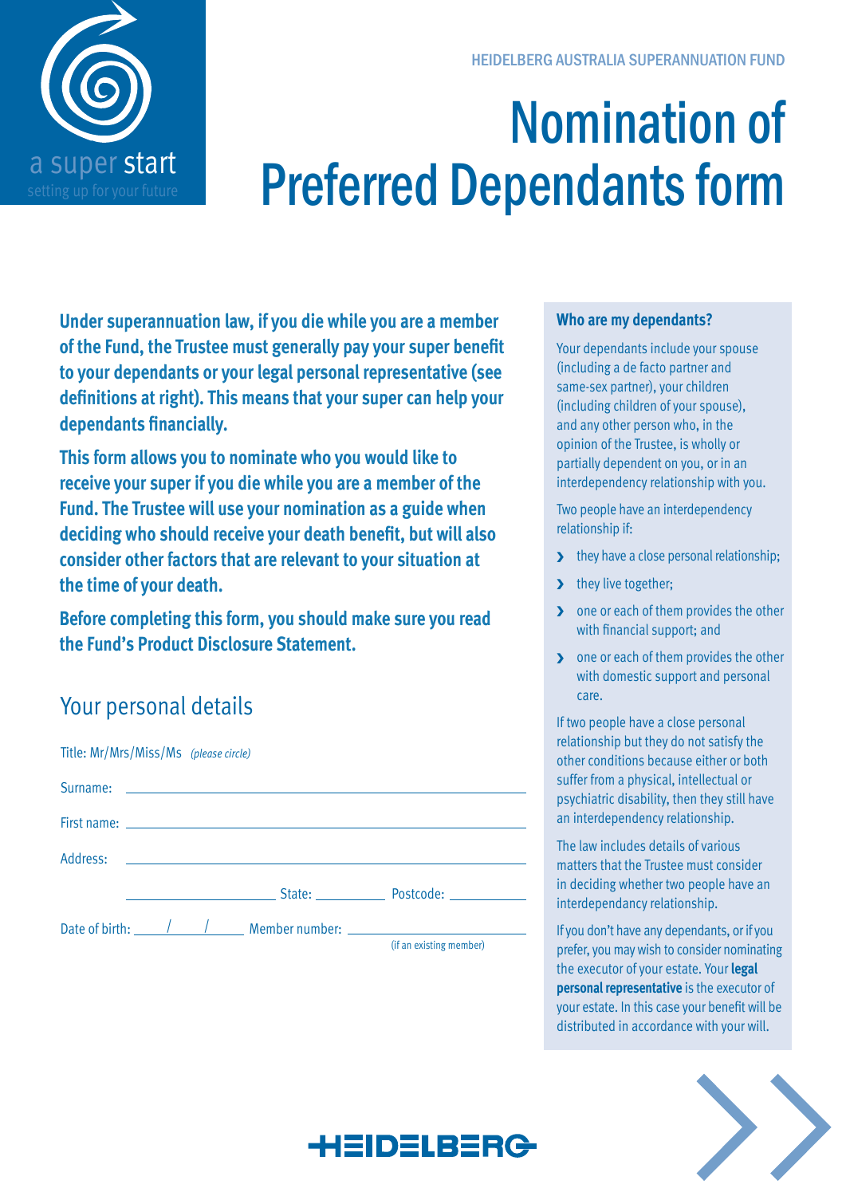a super start

setting up for your future

HEIDELBERG AUSTRALIA SUPERANNUATION FUND

# Nomination of Preferred Dependants form

**Under superannuation law, if you die while you are a member of the Fund, the Trustee must generally pay your super benefit to your dependants or your legal personal representative (see definitions at right). This means that your super can help your dependants financially.**

**This form allows you to nominate who you would like to receive your super if you die while you are a member of the Fund. The Trustee will use your nomination as a guide when deciding who should receive your death benefit, but will also consider other factors that are relevant to your situation at the time of your death.**

**Before completing this form, you should make sure you read the Fund's Product Disclosure Statement.**

## Your personal details

Title: Mr/Mrs/Miss/Ms *(please circle)*

Surname: ______________________________

First name: ______________________________

Address: ______________________________

______________ State: ________ Postcode: ________

Date of birth: ____/____/____ Member number: ______________ (if an existing member)

### Who are my dependants?

Your dependants include your spouse (including a de facto partner and same-sex partner), your children (including children of your spouse), and any other person who, in the opinion of the Trustee, is wholly or partially dependent on you, or in an interdependency relationship with you.

Two people have an interdependency relationship if:

- they have a close personal relationship;
- they live together;
- one or each of them provides the other with financial support; and
- one or each of them provides the other with domestic support and personal care.

If two people have a close personal relationship but they do not satisfy the other conditions because either or both suffer from a physical, intellectual or psychiatric disability, then they still have an interdependency relationship.

The law includes details of various matters that the Trustee must consider in deciding whether two people have an interdependancy relationship.

If you don't have any dependants, or if you prefer, you may wish to consider nominating the executor of your estate. Your **legal personal representative** is the executor of your estate. In this case your benefit will be distributed in accordance with your will.

HEIDELBERG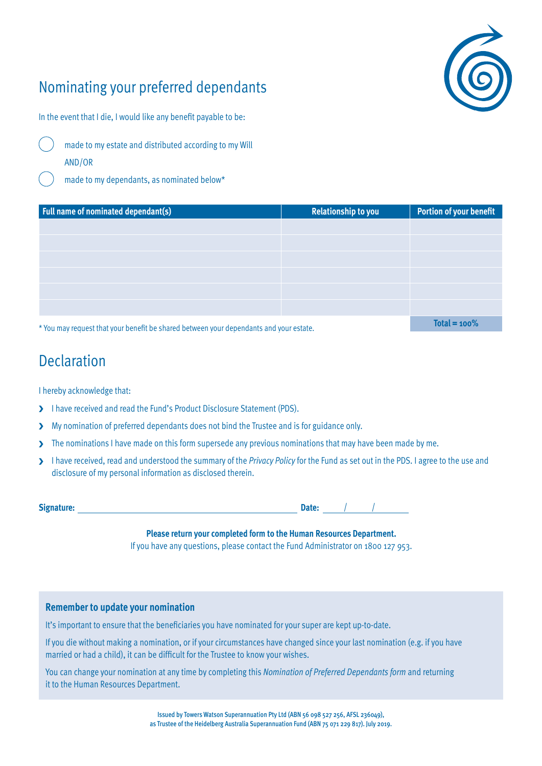## Nominating your preferred dependants

In the event that I die, I would like any benefit payable to be:

◯ made to my estate and distributed according to my Will

AND/OR

◯ made to my dependants, as nominated below*

| Full name of nominated dependant(s) | Relationship to you | Portion of your benefit |
|---|---|---|
| | | |
| | | |
| | | |
| | | |
| | | |
| | | |
| | | **Total = 100%** |

\* You may request that your benefit be shared between your dependants and your estate.

## Declaration

I hereby acknowledge that:

- I have received and read the Fund's Product Disclosure Statement (PDS).
- My nomination of preferred dependants does not bind the Trustee and is for guidance only.
- The nominations I have made on this form supersede any previous nominations that may have been made by me.
- I have received, read and understood the summary of the *Privacy Policy* for the Fund as set out in the PDS. I agree to the use and disclosure of my personal information as disclosed therein.

**Signature:** ______________________________ **Date:** ____ / ____ / ______

**Please return your completed form to the Human Resources Department.**

If you have any questions, please contact the Fund Administrator on 1800 127 953.

### Remember to update your nomination

It's important to ensure that the beneficiaries you have nominated for your super are kept up-to-date.

If you die without making a nomination, or if your circumstances have changed since your last nomination (e.g. if you have married or had a child), it can be difficult for the Trustee to know your wishes.

You can change your nomination at any time by completing this *Nomination of Preferred Dependants form* and returning it to the Human Resources Department.

Issued by Towers Watson Superannuation Pty Ltd (ABN 56 098 527 256, AFSL 236049), as Trustee of the Heidelberg Australia Superannuation Fund (ABN 75 071 229 817). July 2019.